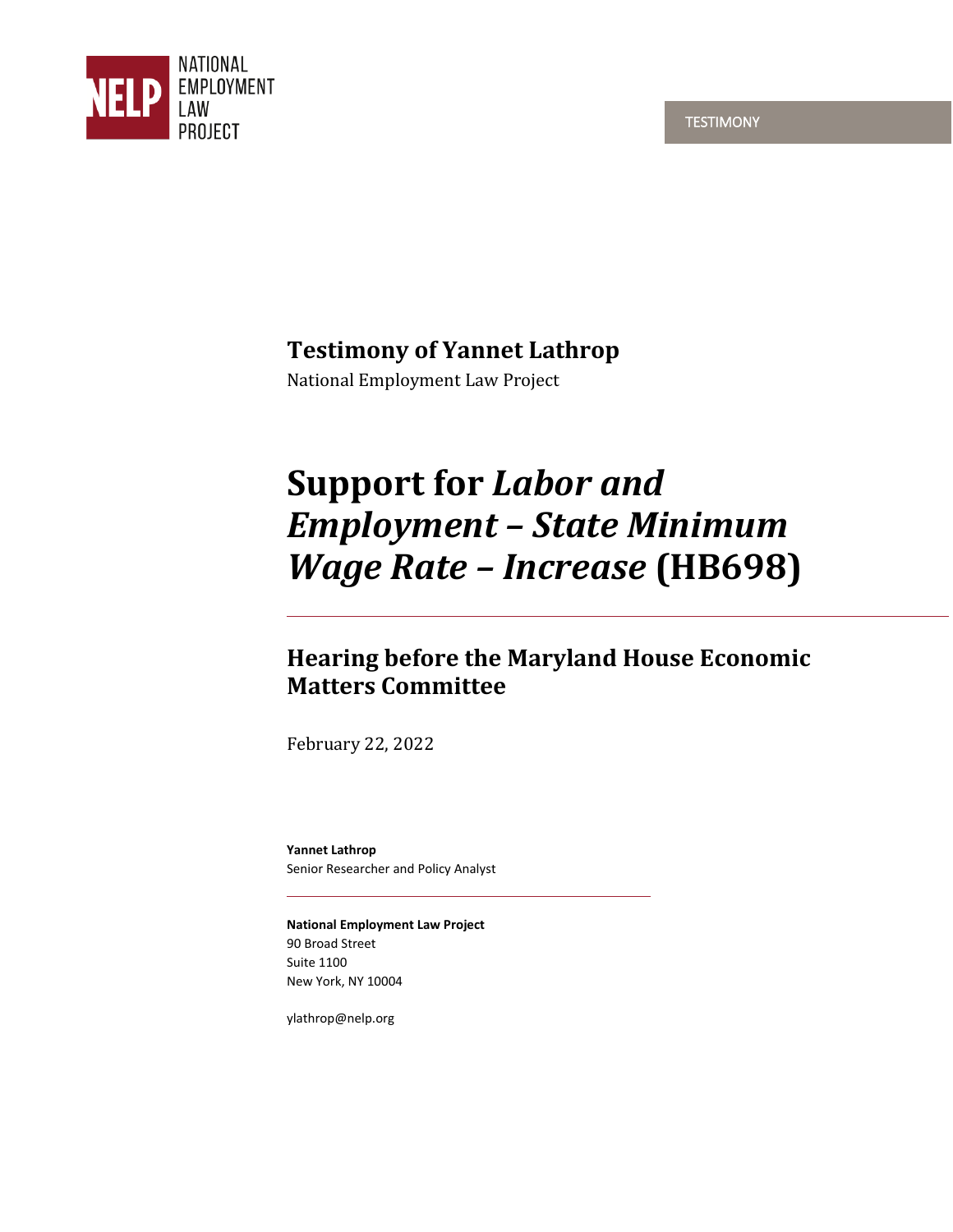NATIONAL EMPLOYMENT LAW PROJECT

TESTIMONY

# Testimony of Yannet Lathrop

National Employment Law Project

# Support for *Labor and Employment – State Minimum Wage Rate – Increase* (HB698)

## Hearing before the Maryland House Economic Matters Committee

February 22, 2022

**Yannet Lathrop**
Senior Researcher and Policy Analyst

**National Employment Law Project**
90 Broad Street
Suite 1100
New York, NY 10004

ylathrop@nelp.org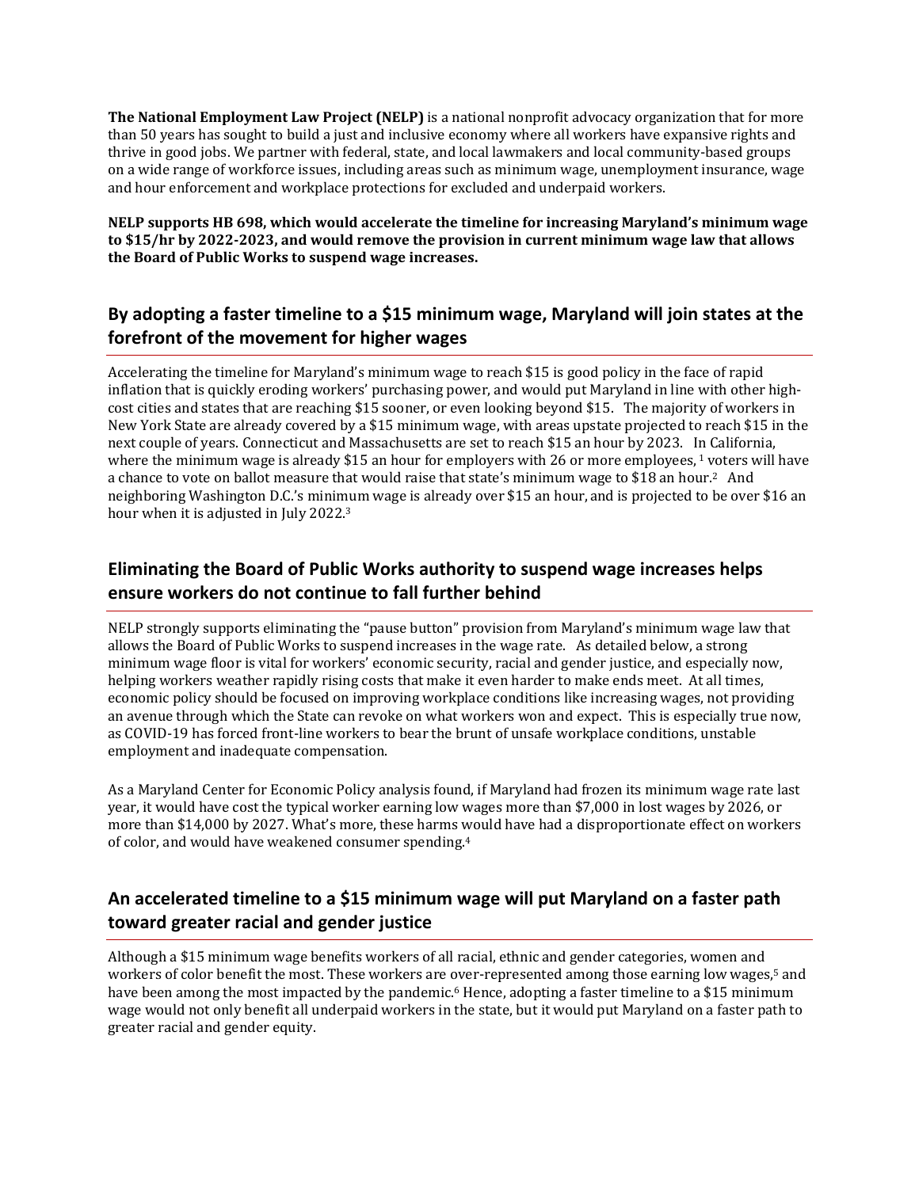**The National Employment Law Project (NELP)** is a national nonprofit advocacy organization that for more than 50 years has sought to build a just and inclusive economy where all workers have expansive rights and thrive in good jobs. We partner with federal, state, and local lawmakers and local community-based groups on a wide range of workforce issues, including areas such as minimum wage, unemployment insurance, wage and hour enforcement and workplace protections for excluded and underpaid workers.

**NELP supports HB 698, which would accelerate the timeline for increasing Maryland's minimum wage to $15/hr by 2022-2023, and would remove the provision in current minimum wage law that allows the Board of Public Works to suspend wage increases.**

## By adopting a faster timeline to a $15 minimum wage, Maryland will join states at the forefront of the movement for higher wages

Accelerating the timeline for Maryland's minimum wage to reach $15 is good policy in the face of rapid inflation that is quickly eroding workers' purchasing power, and would put Maryland in line with other high-cost cities and states that are reaching $15 sooner, or even looking beyond $15. The majority of workers in New York State are already covered by a $15 minimum wage, with areas upstate projected to reach $15 in the next couple of years. Connecticut and Massachusetts are set to reach $15 an hour by 2023. In California, where the minimum wage is already $15 an hour for employers with 26 or more employees, [1] voters will have a chance to vote on ballot measure that would raise that state's minimum wage to $18 an hour.[2] And neighboring Washington D.C.'s minimum wage is already over $15 an hour, and is projected to be over $16 an hour when it is adjusted in July 2022.[3]

## Eliminating the Board of Public Works authority to suspend wage increases helps ensure workers do not continue to fall further behind

NELP strongly supports eliminating the "pause button" provision from Maryland's minimum wage law that allows the Board of Public Works to suspend increases in the wage rate. As detailed below, a strong minimum wage floor is vital for workers' economic security, racial and gender justice, and especially now, helping workers weather rapidly rising costs that make it even harder to make ends meet. At all times, economic policy should be focused on improving workplace conditions like increasing wages, not providing an avenue through which the State can revoke on what workers won and expect. This is especially true now, as COVID-19 has forced front-line workers to bear the brunt of unsafe workplace conditions, unstable employment and inadequate compensation.

As a Maryland Center for Economic Policy analysis found, if Maryland had frozen its minimum wage rate last year, it would have cost the typical worker earning low wages more than $7,000 in lost wages by 2026, or more than $14,000 by 2027. What's more, these harms would have had a disproportionate effect on workers of color, and would have weakened consumer spending.[4]

## An accelerated timeline to a $15 minimum wage will put Maryland on a faster path toward greater racial and gender justice

Although a $15 minimum wage benefits workers of all racial, ethnic and gender categories, women and workers of color benefit the most. These workers are over-represented among those earning low wages,[5] and have been among the most impacted by the pandemic.[6] Hence, adopting a faster timeline to a $15 minimum wage would not only benefit all underpaid workers in the state, but it would put Maryland on a faster path to greater racial and gender equity.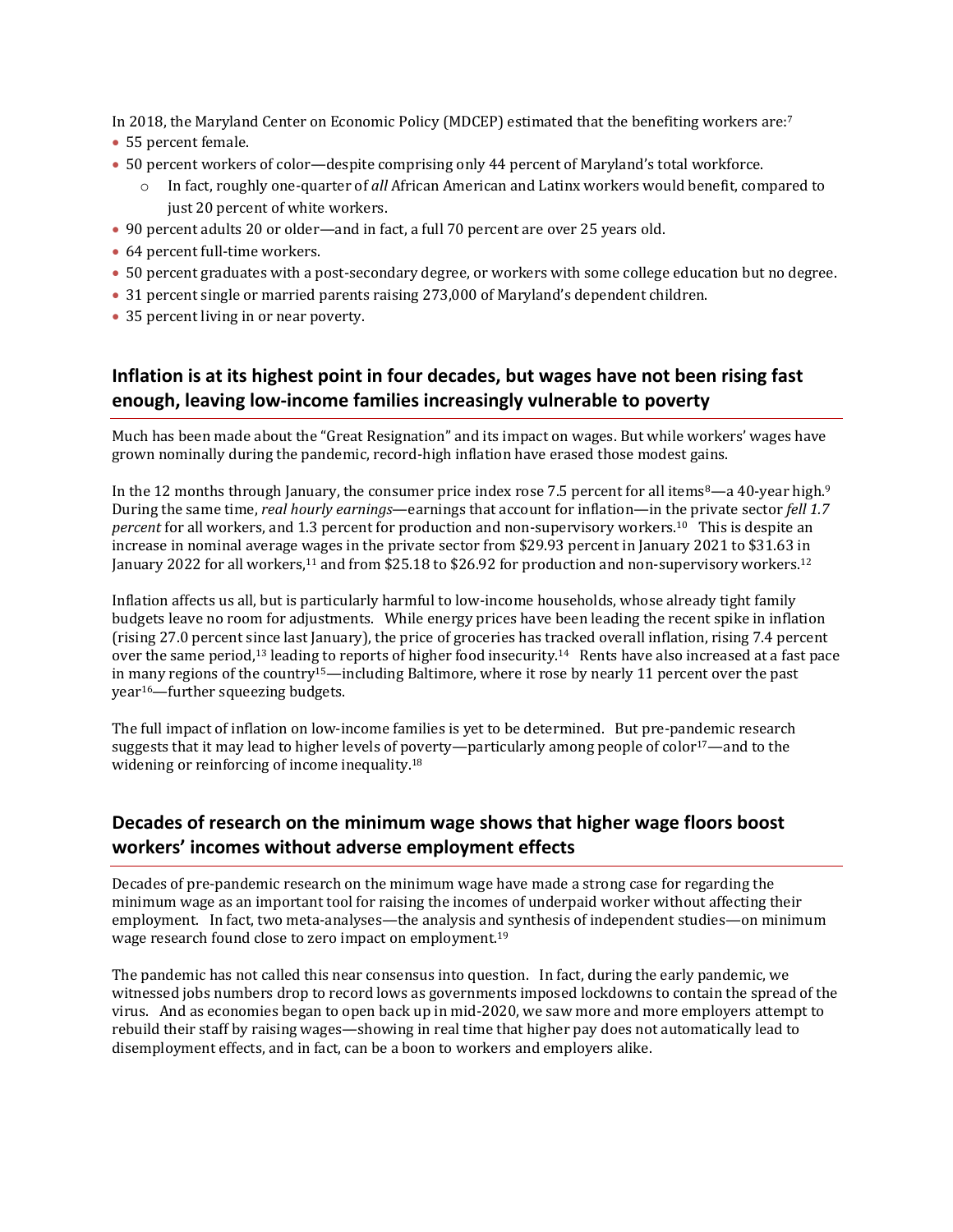In 2018, the Maryland Center on Economic Policy (MDCEP) estimated that the benefiting workers are:[7]

- 55 percent female.
- 50 percent workers of color—despite comprising only 44 percent of Maryland's total workforce.
  - In fact, roughly one-quarter of *all* African American and Latinx workers would benefit, compared to just 20 percent of white workers.
- 90 percent adults 20 or older—and in fact, a full 70 percent are over 25 years old.
- 64 percent full-time workers.
- 50 percent graduates with a post-secondary degree, or workers with some college education but no degree.
- 31 percent single or married parents raising 273,000 of Maryland's dependent children.
- 35 percent living in or near poverty.

## Inflation is at its highest point in four decades, but wages have not been rising fast enough, leaving low-income families increasingly vulnerable to poverty

Much has been made about the "Great Resignation" and its impact on wages. But while workers' wages have grown nominally during the pandemic, record-high inflation have erased those modest gains.

In the 12 months through January, the consumer price index rose 7.5 percent for all items[8]—a 40-year high.[9] During the same time, *real hourly earnings*—earnings that account for inflation—in the private sector *fell 1.7 percent* for all workers, and 1.3 percent for production and non-supervisory workers.[10] This is despite an increase in nominal average wages in the private sector from $29.93 percent in January 2021 to $31.63 in January 2022 for all workers,[11] and from $25.18 to $26.92 for production and non-supervisory workers.[12]

Inflation affects us all, but is particularly harmful to low-income households, whose already tight family budgets leave no room for adjustments. While energy prices have been leading the recent spike in inflation (rising 27.0 percent since last January), the price of groceries has tracked overall inflation, rising 7.4 percent over the same period,[13] leading to reports of higher food insecurity.[14] Rents have also increased at a fast pace in many regions of the country[15]—including Baltimore, where it rose by nearly 11 percent over the past year[16]—further squeezing budgets.

The full impact of inflation on low-income families is yet to be determined. But pre-pandemic research suggests that it may lead to higher levels of poverty—particularly among people of color[17]—and to the widening or reinforcing of income inequality.[18]

## Decades of research on the minimum wage shows that higher wage floors boost workers' incomes without adverse employment effects

Decades of pre-pandemic research on the minimum wage have made a strong case for regarding the minimum wage as an important tool for raising the incomes of underpaid worker without affecting their employment. In fact, two meta-analyses—the analysis and synthesis of independent studies—on minimum wage research found close to zero impact on employment.[19]

The pandemic has not called this near consensus into question. In fact, during the early pandemic, we witnessed jobs numbers drop to record lows as governments imposed lockdowns to contain the spread of the virus. And as economies began to open back up in mid-2020, we saw more and more employers attempt to rebuild their staff by raising wages—showing in real time that higher pay does not automatically lead to disemployment effects, and in fact, can be a boon to workers and employers alike.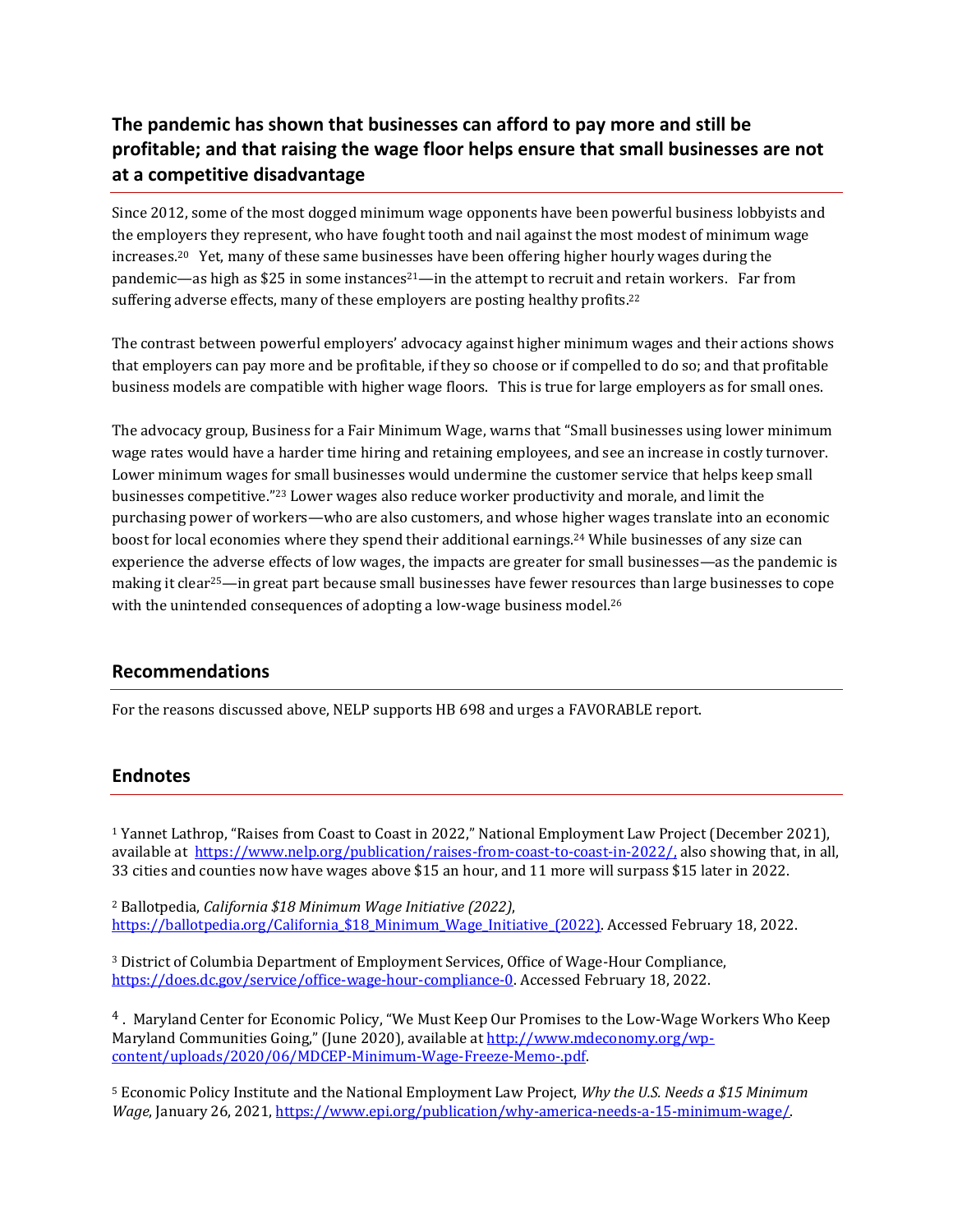## The pandemic has shown that businesses can afford to pay more and still be profitable; and that raising the wage floor helps ensure that small businesses are not at a competitive disadvantage

Since 2012, some of the most dogged minimum wage opponents have been powerful business lobbyists and the employers they represent, who have fought tooth and nail against the most modest of minimum wage increases.[20] Yet, many of these same businesses have been offering higher hourly wages during the pandemic—as high as $25 in some instances[21]—in the attempt to recruit and retain workers. Far from suffering adverse effects, many of these employers are posting healthy profits.[22]

The contrast between powerful employers' advocacy against higher minimum wages and their actions shows that employers can pay more and be profitable, if they so choose or if compelled to do so; and that profitable business models are compatible with higher wage floors. This is true for large employers as for small ones.

The advocacy group, Business for a Fair Minimum Wage, warns that "Small businesses using lower minimum wage rates would have a harder time hiring and retaining employees, and see an increase in costly turnover. Lower minimum wages for small businesses would undermine the customer service that helps keep small businesses competitive."[23] Lower wages also reduce worker productivity and morale, and limit the purchasing power of workers—who are also customers, and whose higher wages translate into an economic boost for local economies where they spend their additional earnings.[24] While businesses of any size can experience the adverse effects of low wages, the impacts are greater for small businesses—as the pandemic is making it clear[25]—in great part because small businesses have fewer resources than large businesses to cope with the unintended consequences of adopting a low-wage business model.[26]

## Recommendations

For the reasons discussed above, NELP supports HB 698 and urges a FAVORABLE report.

## Endnotes

[1] Yannet Lathrop, "Raises from Coast to Coast in 2022," National Employment Law Project (December 2021), available at https://www.nelp.org/publication/raises-from-coast-to-coast-in-2022/, also showing that, in all, 33 cities and counties now have wages above $15 an hour, and 11 more will surpass $15 later in 2022.

[2] Ballotpedia, *California $18 Minimum Wage Initiative (2022)*, https://ballotpedia.org/California_$18_Minimum_Wage_Initiative_(2022). Accessed February 18, 2022.

[3] District of Columbia Department of Employment Services, Office of Wage-Hour Compliance, https://does.dc.gov/service/office-wage-hour-compliance-0. Accessed February 18, 2022.

[4] . Maryland Center for Economic Policy, "We Must Keep Our Promises to the Low-Wage Workers Who Keep Maryland Communities Going," (June 2020), available at http://www.mdeconomy.org/wp-content/uploads/2020/06/MDCEP-Minimum-Wage-Freeze-Memo-.pdf.

[5] Economic Policy Institute and the National Employment Law Project, *Why the U.S. Needs a $15 Minimum Wage*, January 26, 2021, https://www.epi.org/publication/why-america-needs-a-15-minimum-wage/.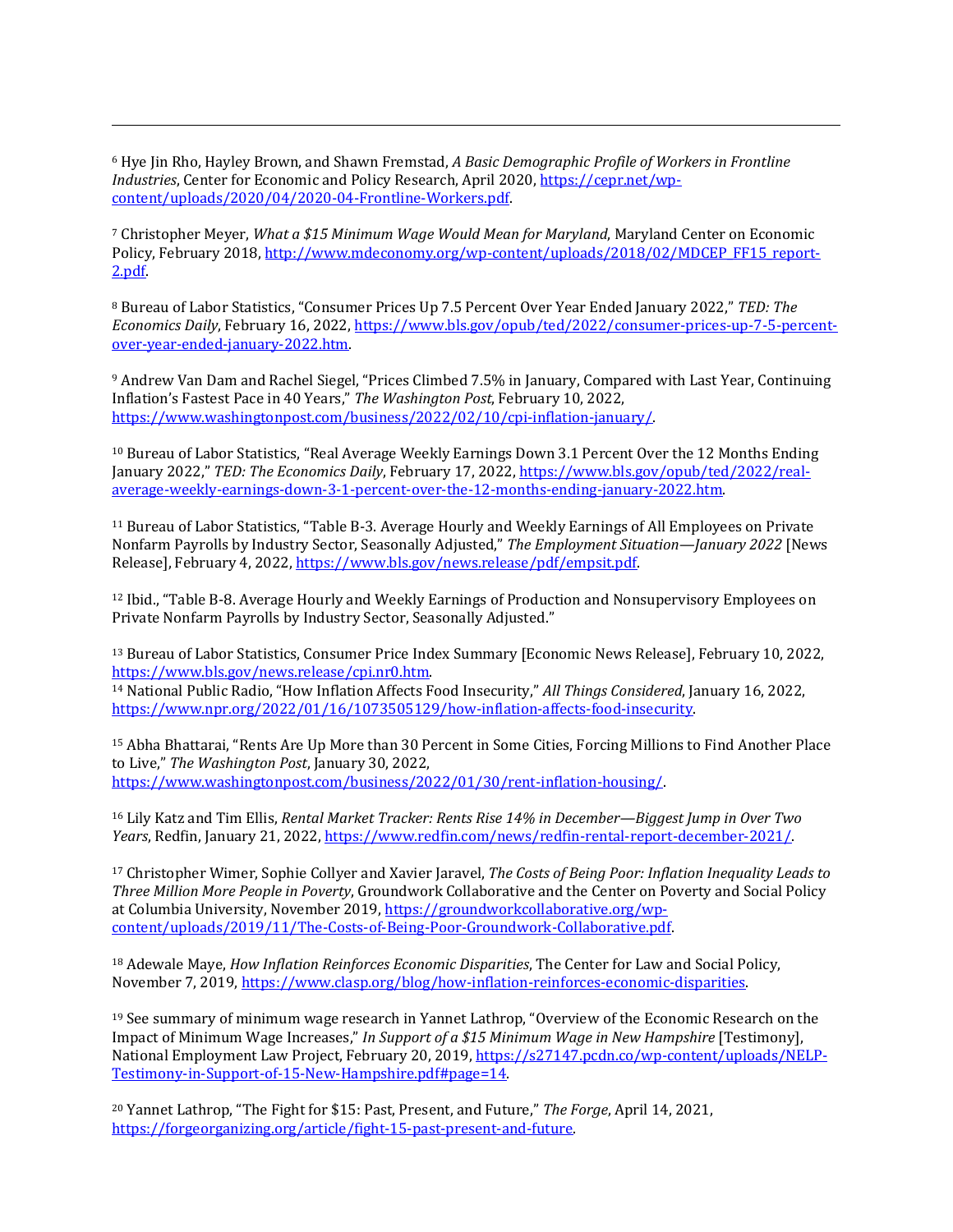[6] Hye Jin Rho, Hayley Brown, and Shawn Fremstad, *A Basic Demographic Profile of Workers in Frontline Industries*, Center for Economic and Policy Research, April 2020, https://cepr.net/wp-content/uploads/2020/04/2020-04-Frontline-Workers.pdf.

[7] Christopher Meyer, *What a $15 Minimum Wage Would Mean for Maryland*, Maryland Center on Economic Policy, February 2018, http://www.mdeconomy.org/wp-content/uploads/2018/02/MDCEP_FF15_report-2.pdf.

[8] Bureau of Labor Statistics, "Consumer Prices Up 7.5 Percent Over Year Ended January 2022," *TED: The Economics Daily*, February 16, 2022, https://www.bls.gov/opub/ted/2022/consumer-prices-up-7-5-percent-over-year-ended-january-2022.htm.

[9] Andrew Van Dam and Rachel Siegel, "Prices Climbed 7.5% in January, Compared with Last Year, Continuing Inflation's Fastest Pace in 40 Years," *The Washington Post*, February 10, 2022, https://www.washingtonpost.com/business/2022/02/10/cpi-inflation-january/.

[10] Bureau of Labor Statistics, "Real Average Weekly Earnings Down 3.1 Percent Over the 12 Months Ending January 2022," *TED: The Economics Daily*, February 17, 2022, https://www.bls.gov/opub/ted/2022/real-average-weekly-earnings-down-3-1-percent-over-the-12-months-ending-january-2022.htm.

[11] Bureau of Labor Statistics, "Table B-3. Average Hourly and Weekly Earnings of All Employees on Private Nonfarm Payrolls by Industry Sector, Seasonally Adjusted," *The Employment Situation—January 2022* [News Release], February 4, 2022, https://www.bls.gov/news.release/pdf/empsit.pdf.

[12] Ibid., "Table B-8. Average Hourly and Weekly Earnings of Production and Nonsupervisory Employees on Private Nonfarm Payrolls by Industry Sector, Seasonally Adjusted."

[13] Bureau of Labor Statistics, Consumer Price Index Summary [Economic News Release], February 10, 2022, https://www.bls.gov/news.release/cpi.nr0.htm.

[14] National Public Radio, "How Inflation Affects Food Insecurity," *All Things Considered*, January 16, 2022, https://www.npr.org/2022/01/16/1073505129/how-inflation-affects-food-insecurity.

[15] Abha Bhattarai, "Rents Are Up More than 30 Percent in Some Cities, Forcing Millions to Find Another Place to Live," *The Washington Post*, January 30, 2022, https://www.washingtonpost.com/business/2022/01/30/rent-inflation-housing/.

[16] Lily Katz and Tim Ellis, *Rental Market Tracker: Rents Rise 14% in December—Biggest Jump in Over Two Years*, Redfin, January 21, 2022, https://www.redfin.com/news/redfin-rental-report-december-2021/.

[17] Christopher Wimer, Sophie Collyer and Xavier Jaravel, *The Costs of Being Poor: Inflation Inequality Leads to Three Million More People in Poverty*, Groundwork Collaborative and the Center on Poverty and Social Policy at Columbia University, November 2019, https://groundworkcollaborative.org/wp-content/uploads/2019/11/The-Costs-of-Being-Poor-Groundwork-Collaborative.pdf.

[18] Adewale Maye, *How Inflation Reinforces Economic Disparities*, The Center for Law and Social Policy, November 7, 2019, https://www.clasp.org/blog/how-inflation-reinforces-economic-disparities.

[19] See summary of minimum wage research in Yannet Lathrop, "Overview of the Economic Research on the Impact of Minimum Wage Increases," *In Support of a $15 Minimum Wage in New Hampshire* [Testimony], National Employment Law Project, February 20, 2019, https://s27147.pcdn.co/wp-content/uploads/NELP-Testimony-in-Support-of-15-New-Hampshire.pdf#page=14.

[20] Yannet Lathrop, "The Fight for $15: Past, Present, and Future," *The Forge*, April 14, 2021, https://forgeorganizing.org/article/fight-15-past-present-and-future.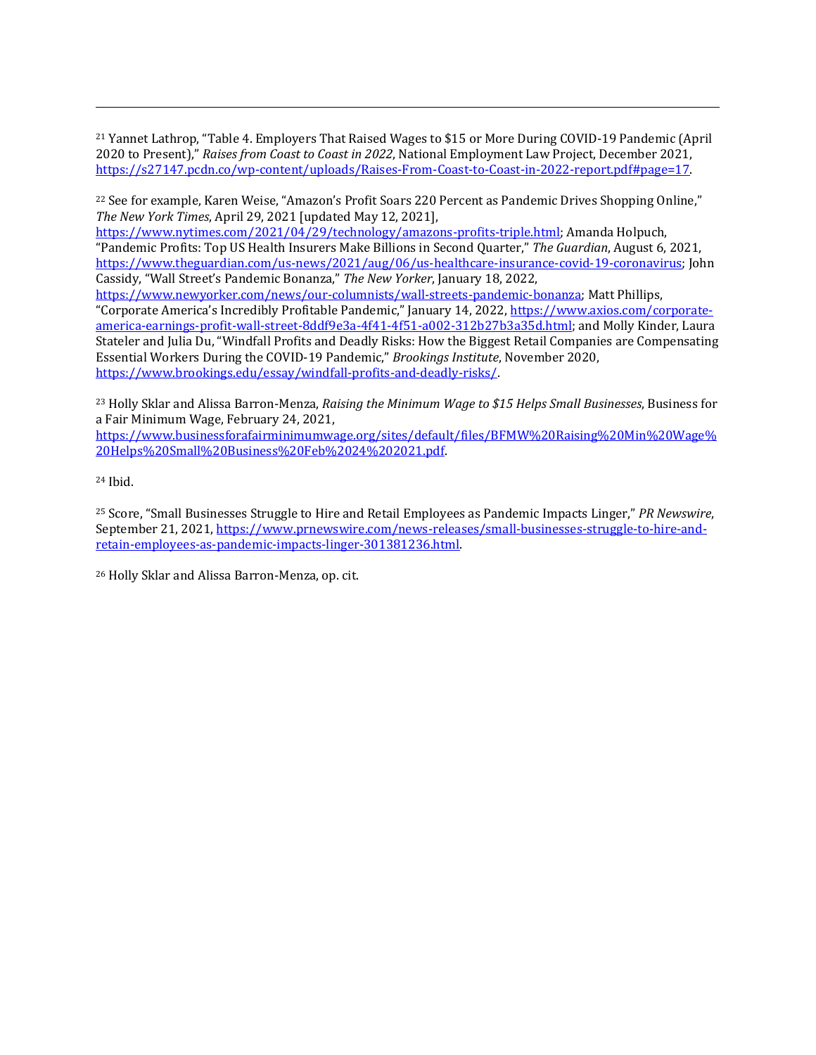[21] Yannet Lathrop, "Table 4. Employers That Raised Wages to $15 or More During COVID-19 Pandemic (April 2020 to Present)," *Raises from Coast to Coast in 2022*, National Employment Law Project, December 2021, https://s27147.pcdn.co/wp-content/uploads/Raises-From-Coast-to-Coast-in-2022-report.pdf#page=17.

[22] See for example, Karen Weise, "Amazon's Profit Soars 220 Percent as Pandemic Drives Shopping Online," *The New York Times*, April 29, 2021 [updated May 12, 2021], https://www.nytimes.com/2021/04/29/technology/amazons-profits-triple.html; Amanda Holpuch, "Pandemic Profits: Top US Health Insurers Make Billions in Second Quarter," *The Guardian*, August 6, 2021, https://www.theguardian.com/us-news/2021/aug/06/us-healthcare-insurance-covid-19-coronavirus; John Cassidy, "Wall Street's Pandemic Bonanza," *The New Yorker*, January 18, 2022, https://www.newyorker.com/news/our-columnists/wall-streets-pandemic-bonanza; Matt Phillips, "Corporate America's Incredibly Profitable Pandemic," January 14, 2022, https://www.axios.com/corporate-america-earnings-profit-wall-street-8ddf9e3a-4f41-4f51-a002-312b27b3a35d.html; and Molly Kinder, Laura Stateler and Julia Du, "Windfall Profits and Deadly Risks: How the Biggest Retail Companies are Compensating Essential Workers During the COVID-19 Pandemic," *Brookings Institute*, November 2020, https://www.brookings.edu/essay/windfall-profits-and-deadly-risks/.

[23] Holly Sklar and Alissa Barron-Menza, *Raising the Minimum Wage to $15 Helps Small Businesses*, Business for a Fair Minimum Wage, February 24, 2021, https://www.businessforafairminimumwage.org/sites/default/files/BFMW%20Raising%20Min%20Wage%20Helps%20Small%20Business%20Feb%2024%202021.pdf.

[24] Ibid.

[25] Score, "Small Businesses Struggle to Hire and Retail Employees as Pandemic Impacts Linger," *PR Newswire*, September 21, 2021, https://www.prnewswire.com/news-releases/small-businesses-struggle-to-hire-and-retain-employees-as-pandemic-impacts-linger-301381236.html.

[26] Holly Sklar and Alissa Barron-Menza, op. cit.